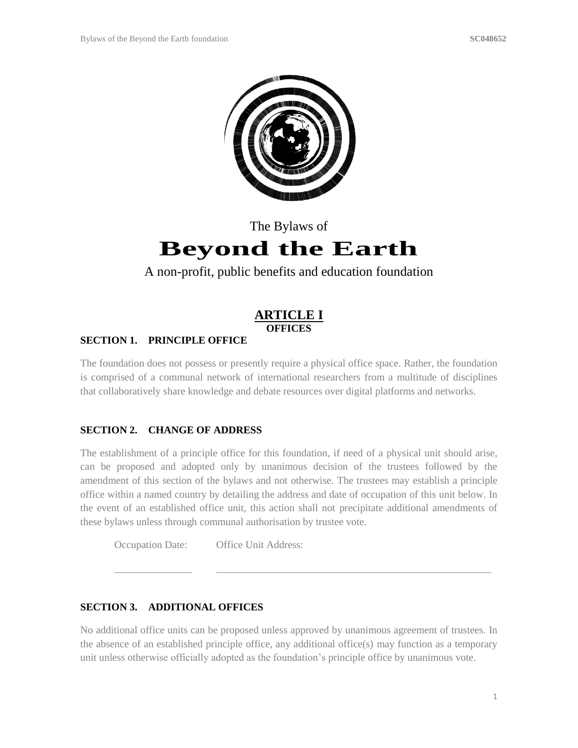The Bylaws of

# Beyond the Earth

A non-profit, public benefits and education foundation

## ARTICLE I
### OFFICES

**SECTION 1. PRINCIPLE OFFICE**

The foundation does not possess or presently require a physical office space. Rather, the foundation is comprised of a communal network of international researchers from a multitude of disciplines that collaboratively share knowledge and debate resources over digital platforms and networks.

**SECTION 2. CHANGE OF ADDRESS**

The establishment of a principle office for this foundation, if need of a physical unit should arise, can be proposed and adopted only by unanimous decision of the trustees followed by the amendment of this section of the bylaws and not otherwise. The trustees may establish a principle office within a named country by detailing the address and date of occupation of this unit below. In the event of an established office unit, this action shall not precipitate additional amendments of these bylaws unless through communal authorisation by trustee vote.

Occupation Date: _______________ Office Unit Address: _______________________________________________________

**SECTION 3. ADDITIONAL OFFICES**

No additional office units can be proposed unless approved by unanimous agreement of trustees. In the absence of an established principle office, any additional office(s) may function as a temporary unit unless otherwise officially adopted as the foundation's principle office by unanimous vote.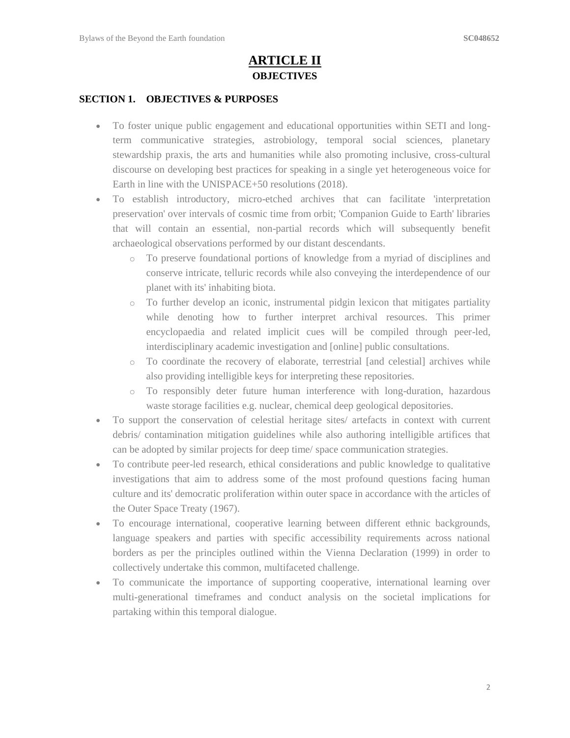# ARTICLE II

## OBJECTIVES

### SECTION 1. OBJECTIVES & PURPOSES

- To foster unique public engagement and educational opportunities within SETI and long-term communicative strategies, astrobiology, temporal social sciences, planetary stewardship praxis, the arts and humanities while also promoting inclusive, cross-cultural discourse on developing best practices for speaking in a single yet heterogeneous voice for Earth in line with the UNISPACE+50 resolutions (2018).
- To establish introductory, micro-etched archives that can facilitate 'interpretation preservation' over intervals of cosmic time from orbit; 'Companion Guide to Earth' libraries that will contain an essential, non-partial records which will subsequently benefit archaeological observations performed by our distant descendants.
  - To preserve foundational portions of knowledge from a myriad of disciplines and conserve intricate, telluric records while also conveying the interdependence of our planet with its' inhabiting biota.
  - To further develop an iconic, instrumental pidgin lexicon that mitigates partiality while denoting how to further interpret archival resources. This primer encyclopaedia and related implicit cues will be compiled through peer-led, interdisciplinary academic investigation and [online] public consultations.
  - To coordinate the recovery of elaborate, terrestrial [and celestial] archives while also providing intelligible keys for interpreting these repositories.
  - To responsibly deter future human interference with long-duration, hazardous waste storage facilities e.g. nuclear, chemical deep geological depositories.
- To support the conservation of celestial heritage sites/ artefacts in context with current debris/ contamination mitigation guidelines while also authoring intelligible artifices that can be adopted by similar projects for deep time/ space communication strategies.
- To contribute peer-led research, ethical considerations and public knowledge to qualitative investigations that aim to address some of the most profound questions facing human culture and its' democratic proliferation within outer space in accordance with the articles of the Outer Space Treaty (1967).
- To encourage international, cooperative learning between different ethnic backgrounds, language speakers and parties with specific accessibility requirements across national borders as per the principles outlined within the Vienna Declaration (1999) in order to collectively undertake this common, multifaceted challenge.
- To communicate the importance of supporting cooperative, international learning over multi-generational timeframes and conduct analysis on the societal implications for partaking within this temporal dialogue.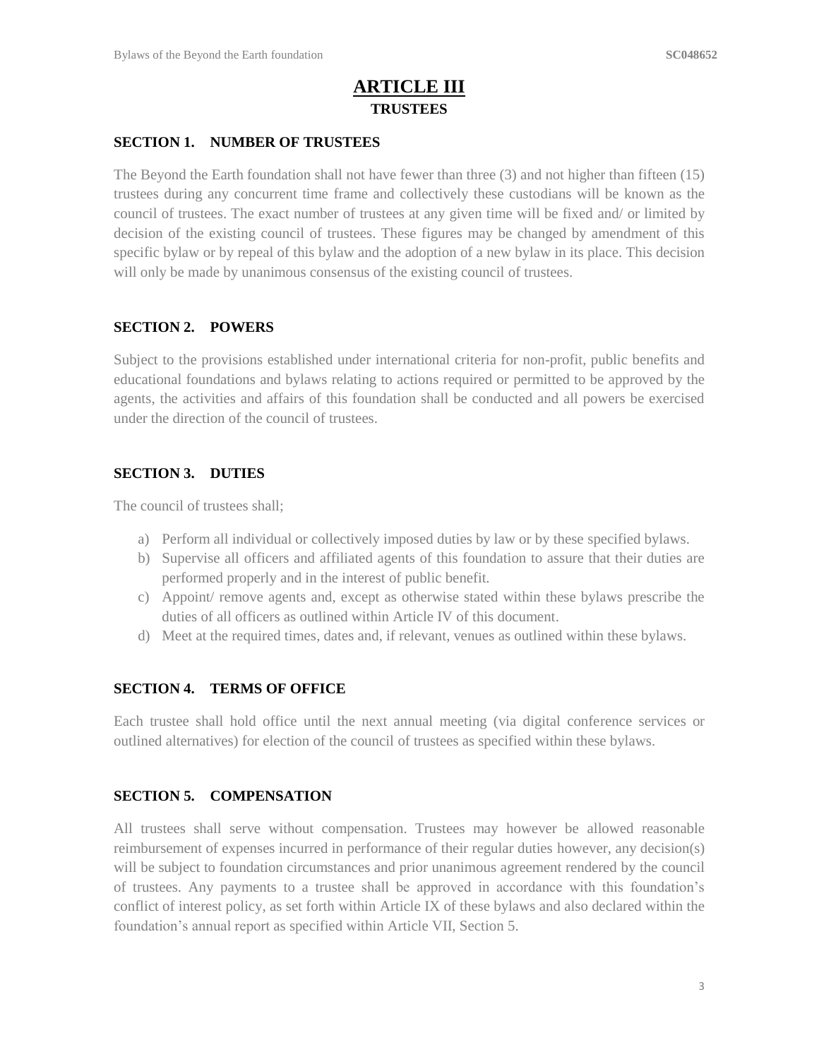# ARTICLE III
## TRUSTEES

### SECTION 1. NUMBER OF TRUSTEES

The Beyond the Earth foundation shall not have fewer than three (3) and not higher than fifteen (15) trustees during any concurrent time frame and collectively these custodians will be known as the council of trustees. The exact number of trustees at any given time will be fixed and/ or limited by decision of the existing council of trustees. These figures may be changed by amendment of this specific bylaw or by repeal of this bylaw and the adoption of a new bylaw in its place. This decision will only be made by unanimous consensus of the existing council of trustees.

### SECTION 2. POWERS

Subject to the provisions established under international criteria for non-profit, public benefits and educational foundations and bylaws relating to actions required or permitted to be approved by the agents, the activities and affairs of this foundation shall be conducted and all powers be exercised under the direction of the council of trustees.

### SECTION 3. DUTIES

The council of trustees shall;

a) Perform all individual or collectively imposed duties by law or by these specified bylaws.
b) Supervise all officers and affiliated agents of this foundation to assure that their duties are performed properly and in the interest of public benefit.
c) Appoint/ remove agents and, except as otherwise stated within these bylaws prescribe the duties of all officers as outlined within Article IV of this document.
d) Meet at the required times, dates and, if relevant, venues as outlined within these bylaws.

### SECTION 4. TERMS OF OFFICE

Each trustee shall hold office until the next annual meeting (via digital conference services or outlined alternatives) for election of the council of trustees as specified within these bylaws.

### SECTION 5. COMPENSATION

All trustees shall serve without compensation. Trustees may however be allowed reasonable reimbursement of expenses incurred in performance of their regular duties however, any decision(s) will be subject to foundation circumstances and prior unanimous agreement rendered by the council of trustees. Any payments to a trustee shall be approved in accordance with this foundation's conflict of interest policy, as set forth within Article IX of these bylaws and also declared within the foundation's annual report as specified within Article VII, Section 5.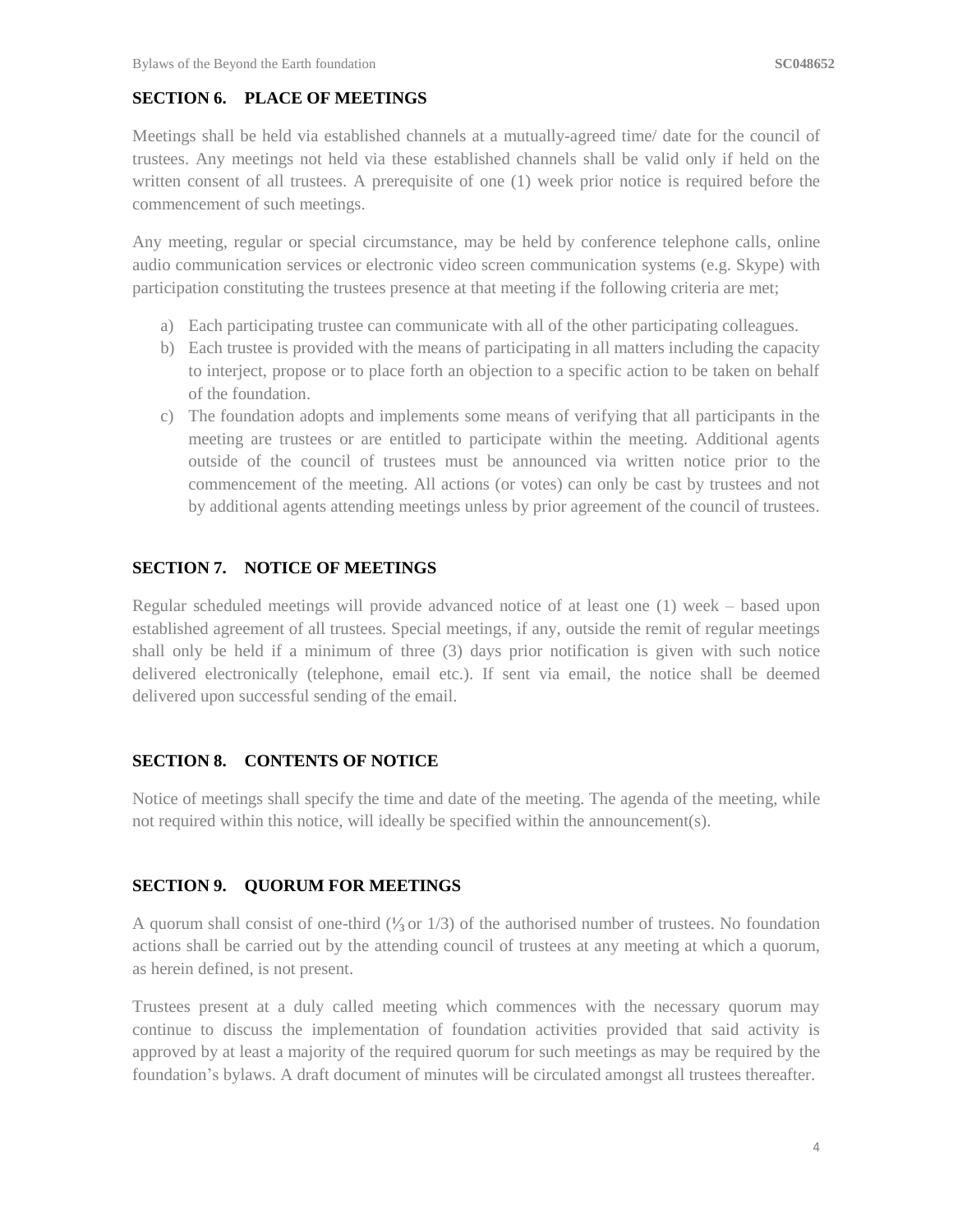## SECTION 6. PLACE OF MEETINGS

Meetings shall be held via established channels at a mutually-agreed time/ date for the council of trustees. Any meetings not held via these established channels shall be valid only if held on the written consent of all trustees. A prerequisite of one (1) week prior notice is required before the commencement of such meetings.

Any meeting, regular or special circumstance, may be held by conference telephone calls, online audio communication services or electronic video screen communication systems (e.g. Skype) with participation constituting the trustees presence at that meeting if the following criteria are met;

a) Each participating trustee can communicate with all of the other participating colleagues.
b) Each trustee is provided with the means of participating in all matters including the capacity to interject, propose or to place forth an objection to a specific action to be taken on behalf of the foundation.
c) The foundation adopts and implements some means of verifying that all participants in the meeting are trustees or are entitled to participate within the meeting. Additional agents outside of the council of trustees must be announced via written notice prior to the commencement of the meeting. All actions (or votes) can only be cast by trustees and not by additional agents attending meetings unless by prior agreement of the council of trustees.

## SECTION 7. NOTICE OF MEETINGS

Regular scheduled meetings will provide advanced notice of at least one (1) week – based upon established agreement of all trustees. Special meetings, if any, outside the remit of regular meetings shall only be held if a minimum of three (3) days prior notification is given with such notice delivered electronically (telephone, email etc.). If sent via email, the notice shall be deemed delivered upon successful sending of the email.

## SECTION 8. CONTENTS OF NOTICE

Notice of meetings shall specify the time and date of the meeting. The agenda of the meeting, while not required within this notice, will ideally be specified within the announcement(s).

## SECTION 9. QUORUM FOR MEETINGS

A quorum shall consist of one-third (⅓ or 1/3) of the authorised number of trustees. No foundation actions shall be carried out by the attending council of trustees at any meeting at which a quorum, as herein defined, is not present.

Trustees present at a duly called meeting which commences with the necessary quorum may continue to discuss the implementation of foundation activities provided that said activity is approved by at least a majority of the required quorum for such meetings as may be required by the foundation's bylaws. A draft document of minutes will be circulated amongst all trustees thereafter.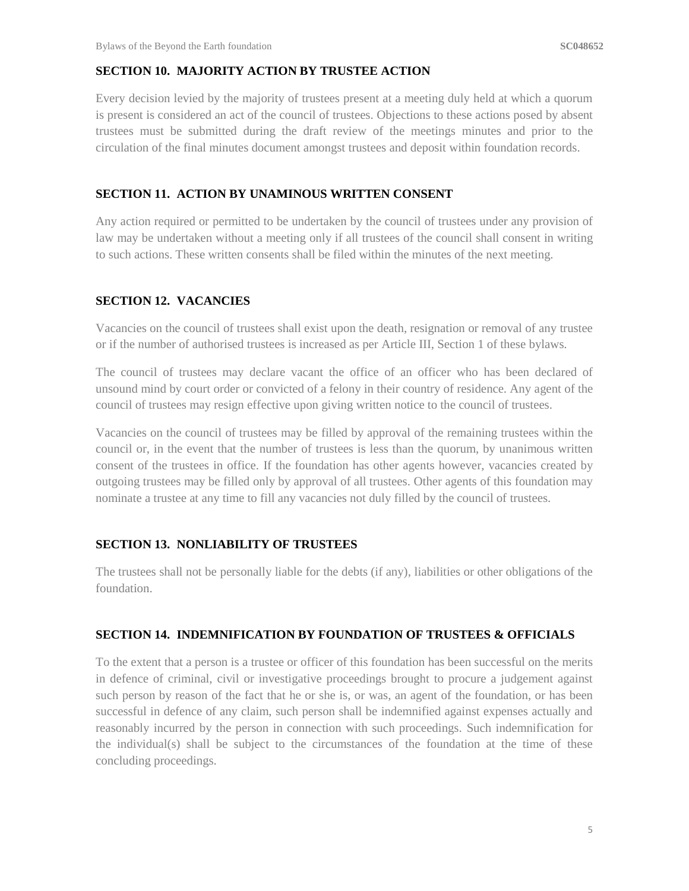## SECTION 10. MAJORITY ACTION BY TRUSTEE ACTION

Every decision levied by the majority of trustees present at a meeting duly held at which a quorum is present is considered an act of the council of trustees. Objections to these actions posed by absent trustees must be submitted during the draft review of the meetings minutes and prior to the circulation of the final minutes document amongst trustees and deposit within foundation records.

## SECTION 11. ACTION BY UNAMINOUS WRITTEN CONSENT

Any action required or permitted to be undertaken by the council of trustees under any provision of law may be undertaken without a meeting only if all trustees of the council shall consent in writing to such actions. These written consents shall be filed within the minutes of the next meeting.

## SECTION 12. VACANCIES

Vacancies on the council of trustees shall exist upon the death, resignation or removal of any trustee or if the number of authorised trustees is increased as per Article III, Section 1 of these bylaws.

The council of trustees may declare vacant the office of an officer who has been declared of unsound mind by court order or convicted of a felony in their country of residence. Any agent of the council of trustees may resign effective upon giving written notice to the council of trustees.

Vacancies on the council of trustees may be filled by approval of the remaining trustees within the council or, in the event that the number of trustees is less than the quorum, by unanimous written consent of the trustees in office. If the foundation has other agents however, vacancies created by outgoing trustees may be filled only by approval of all trustees. Other agents of this foundation may nominate a trustee at any time to fill any vacancies not duly filled by the council of trustees.

## SECTION 13. NONLIABILITY OF TRUSTEES

The trustees shall not be personally liable for the debts (if any), liabilities or other obligations of the foundation.

## SECTION 14. INDEMNIFICATION BY FOUNDATION OF TRUSTEES & OFFICIALS

To the extent that a person is a trustee or officer of this foundation has been successful on the merits in defence of criminal, civil or investigative proceedings brought to procure a judgement against such person by reason of the fact that he or she is, or was, an agent of the foundation, or has been successful in defence of any claim, such person shall be indemnified against expenses actually and reasonably incurred by the person in connection with such proceedings. Such indemnification for the individual(s) shall be subject to the circumstances of the foundation at the time of these concluding proceedings.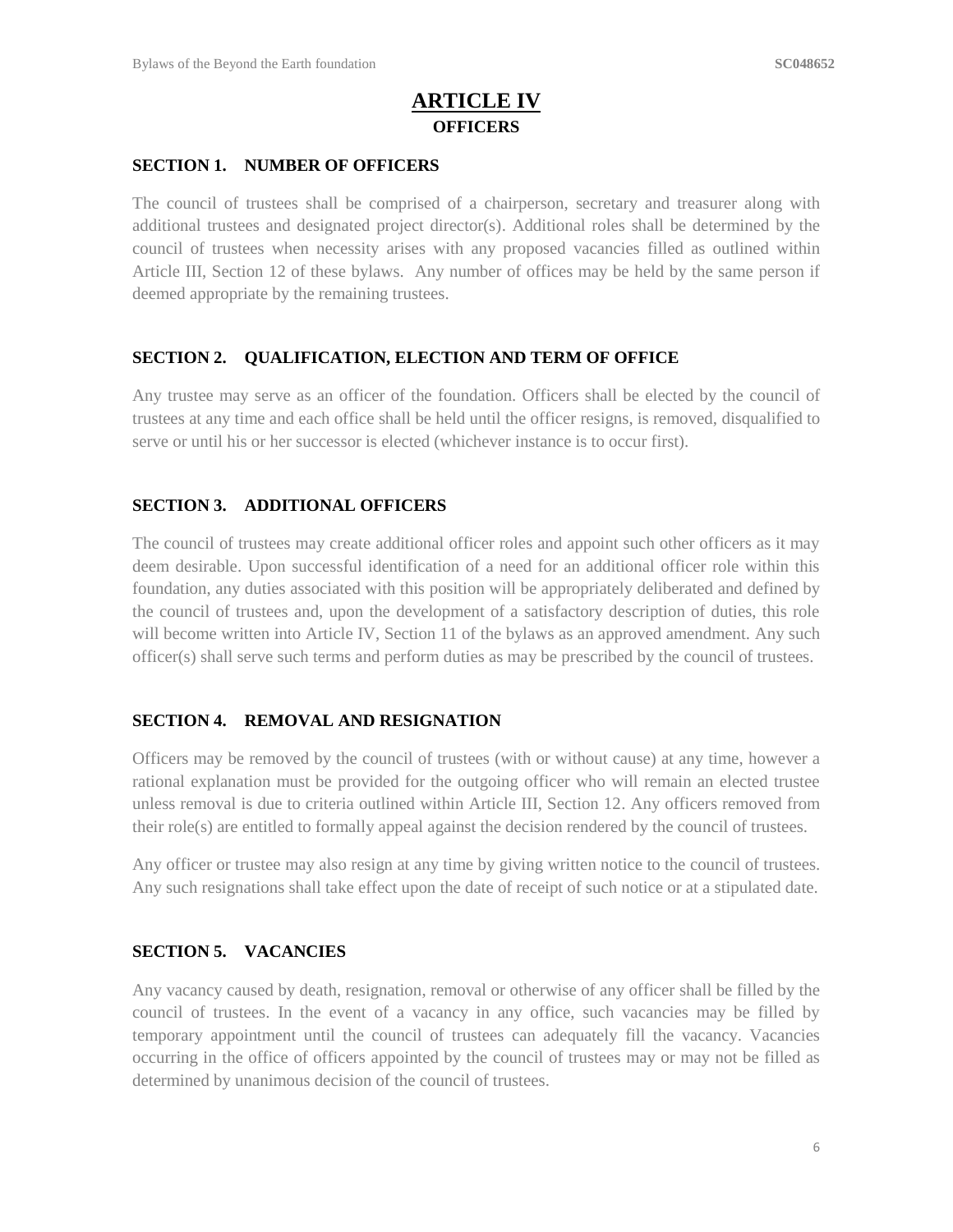# ARTICLE IV
## OFFICERS

### SECTION 1. NUMBER OF OFFICERS

The council of trustees shall be comprised of a chairperson, secretary and treasurer along with additional trustees and designated project director(s). Additional roles shall be determined by the council of trustees when necessity arises with any proposed vacancies filled as outlined within Article III, Section 12 of these bylaws. Any number of offices may be held by the same person if deemed appropriate by the remaining trustees.

### SECTION 2. QUALIFICATION, ELECTION AND TERM OF OFFICE

Any trustee may serve as an officer of the foundation. Officers shall be elected by the council of trustees at any time and each office shall be held until the officer resigns, is removed, disqualified to serve or until his or her successor is elected (whichever instance is to occur first).

### SECTION 3. ADDITIONAL OFFICERS

The council of trustees may create additional officer roles and appoint such other officers as it may deem desirable. Upon successful identification of a need for an additional officer role within this foundation, any duties associated with this position will be appropriately deliberated and defined by the council of trustees and, upon the development of a satisfactory description of duties, this role will become written into Article IV, Section 11 of the bylaws as an approved amendment. Any such officer(s) shall serve such terms and perform duties as may be prescribed by the council of trustees.

### SECTION 4. REMOVAL AND RESIGNATION

Officers may be removed by the council of trustees (with or without cause) at any time, however a rational explanation must be provided for the outgoing officer who will remain an elected trustee unless removal is due to criteria outlined within Article III, Section 12. Any officers removed from their role(s) are entitled to formally appeal against the decision rendered by the council of trustees.

Any officer or trustee may also resign at any time by giving written notice to the council of trustees. Any such resignations shall take effect upon the date of receipt of such notice or at a stipulated date.

### SECTION 5. VACANCIES

Any vacancy caused by death, resignation, removal or otherwise of any officer shall be filled by the council of trustees. In the event of a vacancy in any office, such vacancies may be filled by temporary appointment until the council of trustees can adequately fill the vacancy. Vacancies occurring in the office of officers appointed by the council of trustees may or may not be filled as determined by unanimous decision of the council of trustees.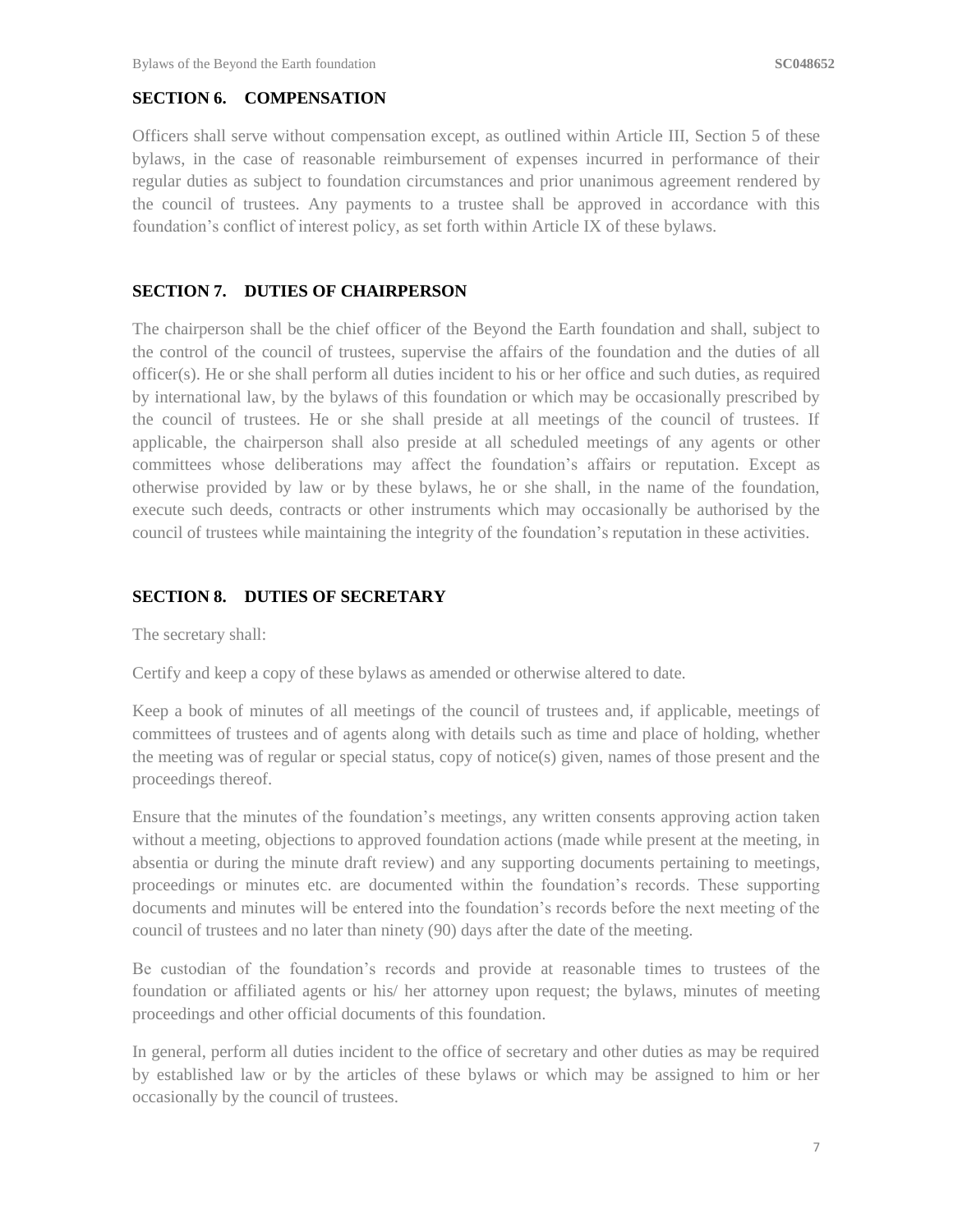## SECTION 6. COMPENSATION

Officers shall serve without compensation except, as outlined within Article III, Section 5 of these bylaws, in the case of reasonable reimbursement of expenses incurred in performance of their regular duties as subject to foundation circumstances and prior unanimous agreement rendered by the council of trustees. Any payments to a trustee shall be approved in accordance with this foundation's conflict of interest policy, as set forth within Article IX of these bylaws.

## SECTION 7. DUTIES OF CHAIRPERSON

The chairperson shall be the chief officer of the Beyond the Earth foundation and shall, subject to the control of the council of trustees, supervise the affairs of the foundation and the duties of all officer(s). He or she shall perform all duties incident to his or her office and such duties, as required by international law, by the bylaws of this foundation or which may be occasionally prescribed by the council of trustees. He or she shall preside at all meetings of the council of trustees. If applicable, the chairperson shall also preside at all scheduled meetings of any agents or other committees whose deliberations may affect the foundation's affairs or reputation. Except as otherwise provided by law or by these bylaws, he or she shall, in the name of the foundation, execute such deeds, contracts or other instruments which may occasionally be authorised by the council of trustees while maintaining the integrity of the foundation's reputation in these activities.

## SECTION 8. DUTIES OF SECRETARY

The secretary shall:

Certify and keep a copy of these bylaws as amended or otherwise altered to date.

Keep a book of minutes of all meetings of the council of trustees and, if applicable, meetings of committees of trustees and of agents along with details such as time and place of holding, whether the meeting was of regular or special status, copy of notice(s) given, names of those present and the proceedings thereof.

Ensure that the minutes of the foundation's meetings, any written consents approving action taken without a meeting, objections to approved foundation actions (made while present at the meeting, in absentia or during the minute draft review) and any supporting documents pertaining to meetings, proceedings or minutes etc. are documented within the foundation's records. These supporting documents and minutes will be entered into the foundation's records before the next meeting of the council of trustees and no later than ninety (90) days after the date of the meeting.

Be custodian of the foundation's records and provide at reasonable times to trustees of the foundation or affiliated agents or his/ her attorney upon request; the bylaws, minutes of meeting proceedings and other official documents of this foundation.

In general, perform all duties incident to the office of secretary and other duties as may be required by established law or by the articles of these bylaws or which may be assigned to him or her occasionally by the council of trustees.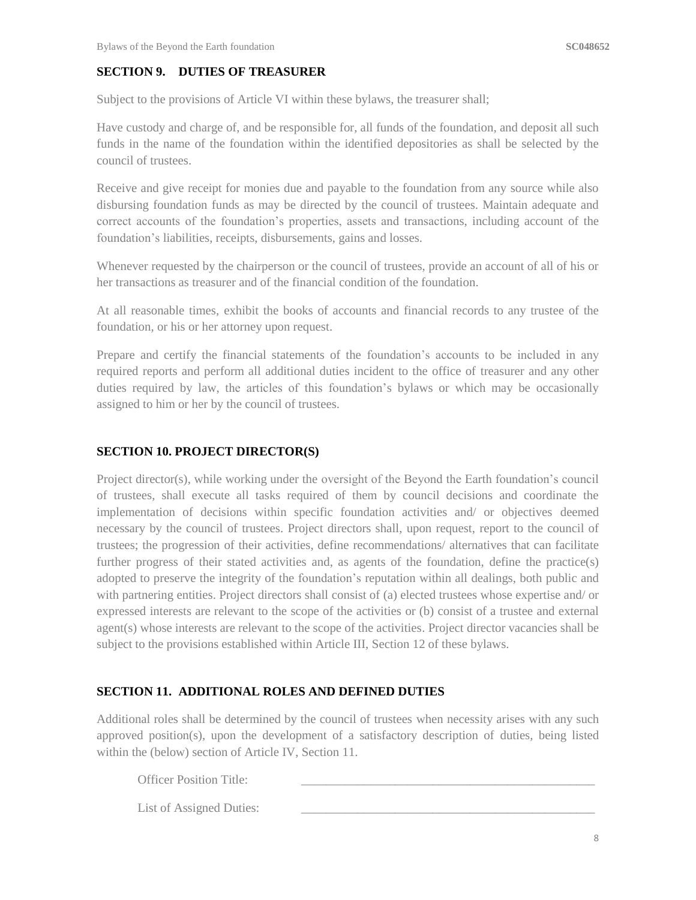## SECTION 9. DUTIES OF TREASURER

Subject to the provisions of Article VI within these bylaws, the treasurer shall;

Have custody and charge of, and be responsible for, all funds of the foundation, and deposit all such funds in the name of the foundation within the identified depositories as shall be selected by the council of trustees.

Receive and give receipt for monies due and payable to the foundation from any source while also disbursing foundation funds as may be directed by the council of trustees. Maintain adequate and correct accounts of the foundation's properties, assets and transactions, including account of the foundation's liabilities, receipts, disbursements, gains and losses.

Whenever requested by the chairperson or the council of trustees, provide an account of all of his or her transactions as treasurer and of the financial condition of the foundation.

At all reasonable times, exhibit the books of accounts and financial records to any trustee of the foundation, or his or her attorney upon request.

Prepare and certify the financial statements of the foundation's accounts to be included in any required reports and perform all additional duties incident to the office of treasurer and any other duties required by law, the articles of this foundation's bylaws or which may be occasionally assigned to him or her by the council of trustees.

## SECTION 10. PROJECT DIRECTOR(S)

Project director(s), while working under the oversight of the Beyond the Earth foundation's council of trustees, shall execute all tasks required of them by council decisions and coordinate the implementation of decisions within specific foundation activities and/ or objectives deemed necessary by the council of trustees. Project directors shall, upon request, report to the council of trustees; the progression of their activities, define recommendations/ alternatives that can facilitate further progress of their stated activities and, as agents of the foundation, define the practice(s) adopted to preserve the integrity of the foundation's reputation within all dealings, both public and with partnering entities. Project directors shall consist of (a) elected trustees whose expertise and/ or expressed interests are relevant to the scope of the activities or (b) consist of a trustee and external agent(s) whose interests are relevant to the scope of the activities. Project director vacancies shall be subject to the provisions established within Article III, Section 12 of these bylaws.

## SECTION 11. ADDITIONAL ROLES AND DEFINED DUTIES

Additional roles shall be determined by the council of trustees when necessity arises with any such approved position(s), upon the development of a satisfactory description of duties, being listed within the (below) section of Article IV, Section 11.

Officer Position Title: ______________________________________________

List of Assigned Duties: ______________________________________________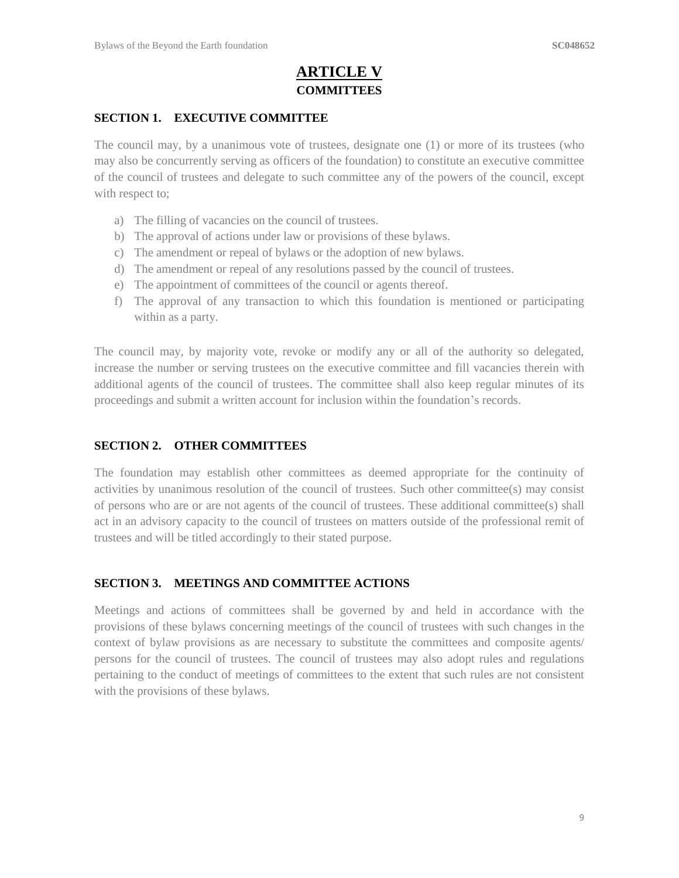# ARTICLE V
## COMMITTEES

### SECTION 1. EXECUTIVE COMMITTEE

The council may, by a unanimous vote of trustees, designate one (1) or more of its trustees (who may also be concurrently serving as officers of the foundation) to constitute an executive committee of the council of trustees and delegate to such committee any of the powers of the council, except with respect to;

a) The filling of vacancies on the council of trustees.
b) The approval of actions under law or provisions of these bylaws.
c) The amendment or repeal of bylaws or the adoption of new bylaws.
d) The amendment or repeal of any resolutions passed by the council of trustees.
e) The appointment of committees of the council or agents thereof.
f) The approval of any transaction to which this foundation is mentioned or participating within as a party.

The council may, by majority vote, revoke or modify any or all of the authority so delegated, increase the number or serving trustees on the executive committee and fill vacancies therein with additional agents of the council of trustees. The committee shall also keep regular minutes of its proceedings and submit a written account for inclusion within the foundation's records.

### SECTION 2. OTHER COMMITTEES

The foundation may establish other committees as deemed appropriate for the continuity of activities by unanimous resolution of the council of trustees. Such other committee(s) may consist of persons who are or are not agents of the council of trustees. These additional committee(s) shall act in an advisory capacity to the council of trustees on matters outside of the professional remit of trustees and will be titled accordingly to their stated purpose.

### SECTION 3. MEETINGS AND COMMITTEE ACTIONS

Meetings and actions of committees shall be governed by and held in accordance with the provisions of these bylaws concerning meetings of the council of trustees with such changes in the context of bylaw provisions as are necessary to substitute the committees and composite agents/ persons for the council of trustees. The council of trustees may also adopt rules and regulations pertaining to the conduct of meetings of committees to the extent that such rules are not consistent with the provisions of these bylaws.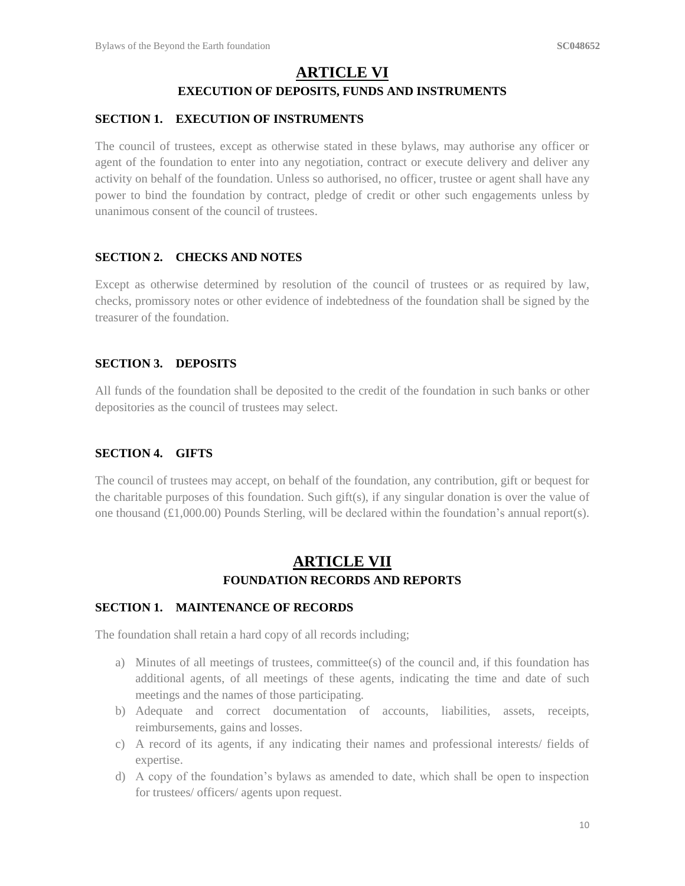## ARTICLE VI

### EXECUTION OF DEPOSITS, FUNDS AND INSTRUMENTS

**SECTION 1. EXECUTION OF INSTRUMENTS**

The council of trustees, except as otherwise stated in these bylaws, may authorise any officer or agent of the foundation to enter into any negotiation, contract or execute delivery and deliver any activity on behalf of the foundation. Unless so authorised, no officer, trustee or agent shall have any power to bind the foundation by contract, pledge of credit or other such engagements unless by unanimous consent of the council of trustees.

**SECTION 2. CHECKS AND NOTES**

Except as otherwise determined by resolution of the council of trustees or as required by law, checks, promissory notes or other evidence of indebtedness of the foundation shall be signed by the treasurer of the foundation.

**SECTION 3. DEPOSITS**

All funds of the foundation shall be deposited to the credit of the foundation in such banks or other depositories as the council of trustees may select.

**SECTION 4. GIFTS**

The council of trustees may accept, on behalf of the foundation, any contribution, gift or bequest for the charitable purposes of this foundation. Such gift(s), if any singular donation is over the value of one thousand (£1,000.00) Pounds Sterling, will be declared within the foundation's annual report(s).

## ARTICLE VII

### FOUNDATION RECORDS AND REPORTS

**SECTION 1. MAINTENANCE OF RECORDS**

The foundation shall retain a hard copy of all records including;

a) Minutes of all meetings of trustees, committee(s) of the council and, if this foundation has additional agents, of all meetings of these agents, indicating the time and date of such meetings and the names of those participating.
b) Adequate and correct documentation of accounts, liabilities, assets, receipts, reimbursements, gains and losses.
c) A record of its agents, if any indicating their names and professional interests/ fields of expertise.
d) A copy of the foundation's bylaws as amended to date, which shall be open to inspection for trustees/ officers/ agents upon request.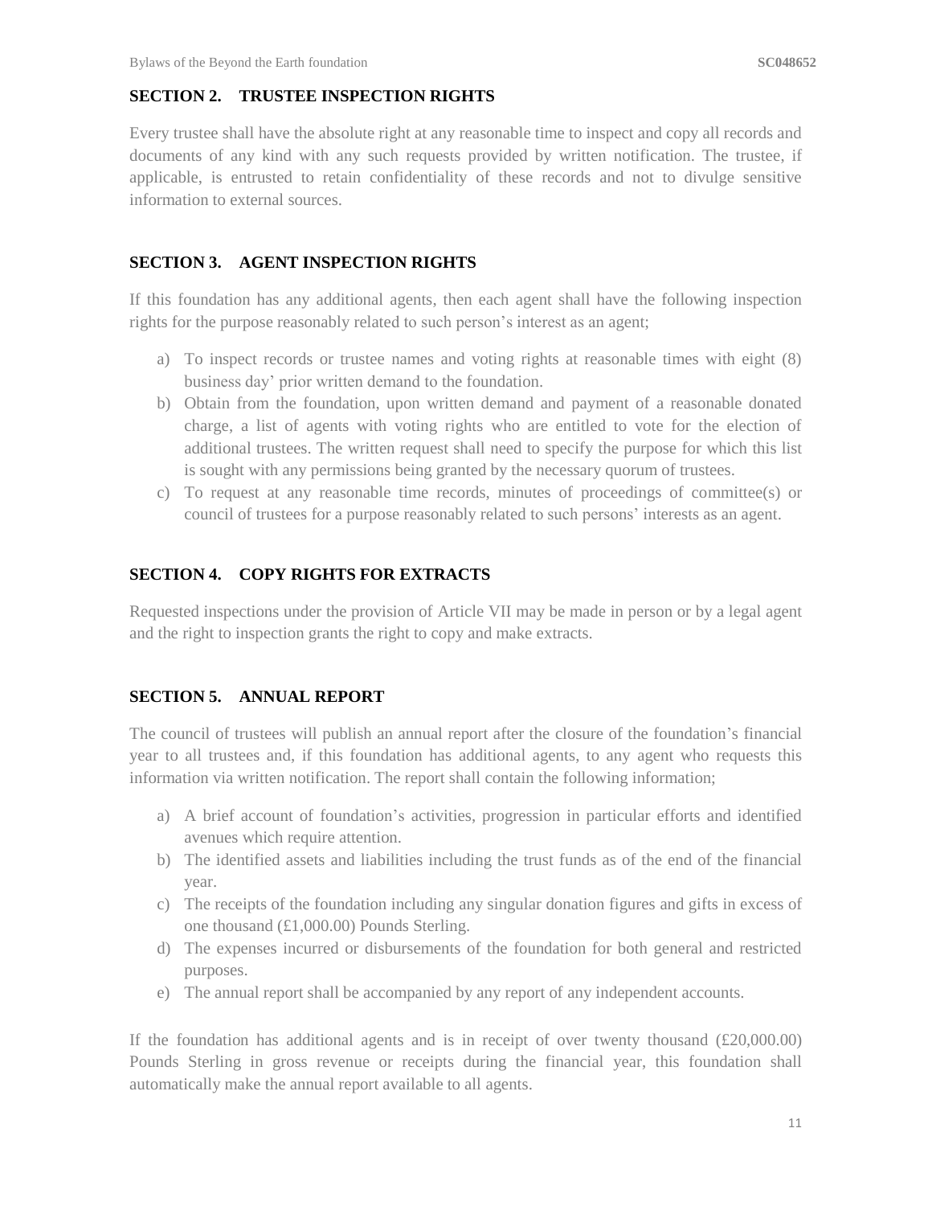### SECTION 2. TRUSTEE INSPECTION RIGHTS

Every trustee shall have the absolute right at any reasonable time to inspect and copy all records and documents of any kind with any such requests provided by written notification. The trustee, if applicable, is entrusted to retain confidentiality of these records and not to divulge sensitive information to external sources.

### SECTION 3. AGENT INSPECTION RIGHTS

If this foundation has any additional agents, then each agent shall have the following inspection rights for the purpose reasonably related to such person's interest as an agent;

a) To inspect records or trustee names and voting rights at reasonable times with eight (8) business day' prior written demand to the foundation.
b) Obtain from the foundation, upon written demand and payment of a reasonable donated charge, a list of agents with voting rights who are entitled to vote for the election of additional trustees. The written request shall need to specify the purpose for which this list is sought with any permissions being granted by the necessary quorum of trustees.
c) To request at any reasonable time records, minutes of proceedings of committee(s) or council of trustees for a purpose reasonably related to such persons' interests as an agent.

### SECTION 4. COPY RIGHTS FOR EXTRACTS

Requested inspections under the provision of Article VII may be made in person or by a legal agent and the right to inspection grants the right to copy and make extracts.

### SECTION 5. ANNUAL REPORT

The council of trustees will publish an annual report after the closure of the foundation's financial year to all trustees and, if this foundation has additional agents, to any agent who requests this information via written notification. The report shall contain the following information;

a) A brief account of foundation's activities, progression in particular efforts and identified avenues which require attention.
b) The identified assets and liabilities including the trust funds as of the end of the financial year.
c) The receipts of the foundation including any singular donation figures and gifts in excess of one thousand (£1,000.00) Pounds Sterling.
d) The expenses incurred or disbursements of the foundation for both general and restricted purposes.
e) The annual report shall be accompanied by any report of any independent accounts.

If the foundation has additional agents and is in receipt of over twenty thousand (£20,000.00) Pounds Sterling in gross revenue or receipts during the financial year, this foundation shall automatically make the annual report available to all agents.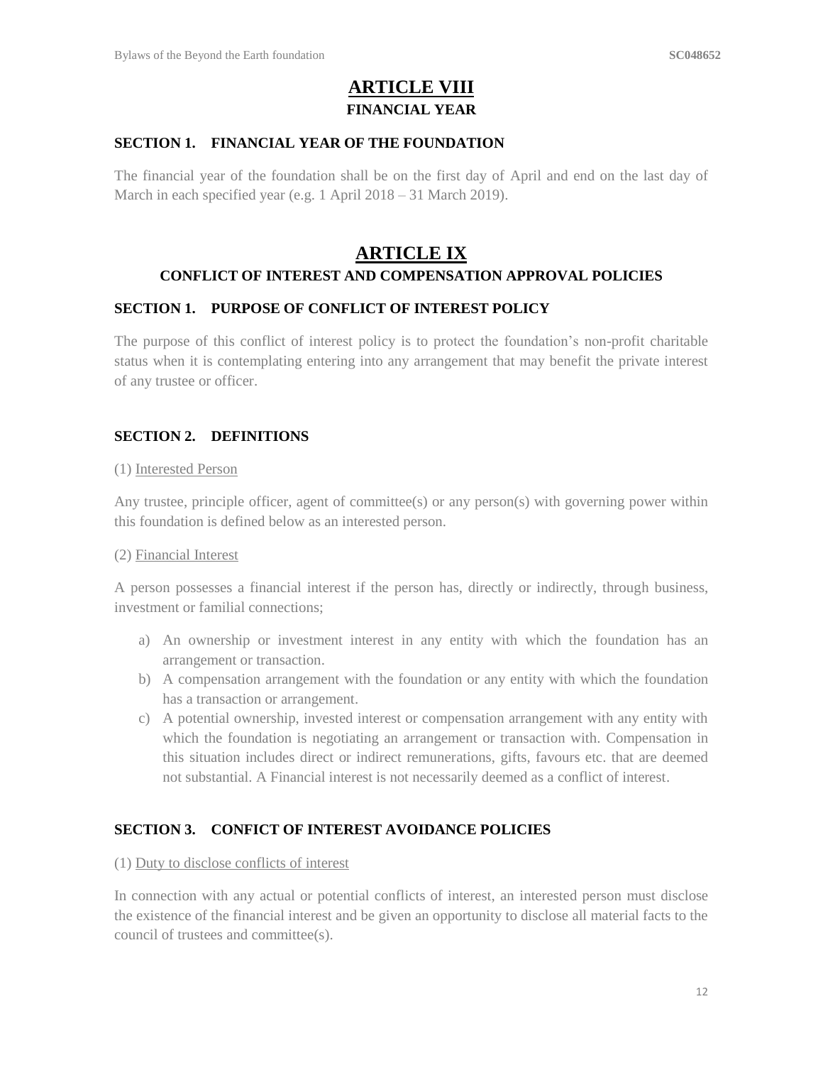# ARTICLE VIII

## FINANCIAL YEAR

### SECTION 1. FINANCIAL YEAR OF THE FOUNDATION

The financial year of the foundation shall be on the first day of April and end on the last day of March in each specified year (e.g. 1 April 2018 – 31 March 2019).

# ARTICLE IX

## CONFLICT OF INTEREST AND COMPENSATION APPROVAL POLICIES

### SECTION 1. PURPOSE OF CONFLICT OF INTEREST POLICY

The purpose of this conflict of interest policy is to protect the foundation's non-profit charitable status when it is contemplating entering into any arrangement that may benefit the private interest of any trustee or officer.

### SECTION 2. DEFINITIONS

(1) Interested Person

Any trustee, principle officer, agent of committee(s) or any person(s) with governing power within this foundation is defined below as an interested person.

(2) Financial Interest

A person possesses a financial interest if the person has, directly or indirectly, through business, investment or familial connections;

a) An ownership or investment interest in any entity with which the foundation has an arrangement or transaction.
b) A compensation arrangement with the foundation or any entity with which the foundation has a transaction or arrangement.
c) A potential ownership, invested interest or compensation arrangement with any entity with which the foundation is negotiating an arrangement or transaction with. Compensation in this situation includes direct or indirect remunerations, gifts, favours etc. that are deemed not substantial. A Financial interest is not necessarily deemed as a conflict of interest.

### SECTION 3. CONFICT OF INTEREST AVOIDANCE POLICIES

(1) Duty to disclose conflicts of interest

In connection with any actual or potential conflicts of interest, an interested person must disclose the existence of the financial interest and be given an opportunity to disclose all material facts to the council of trustees and committee(s).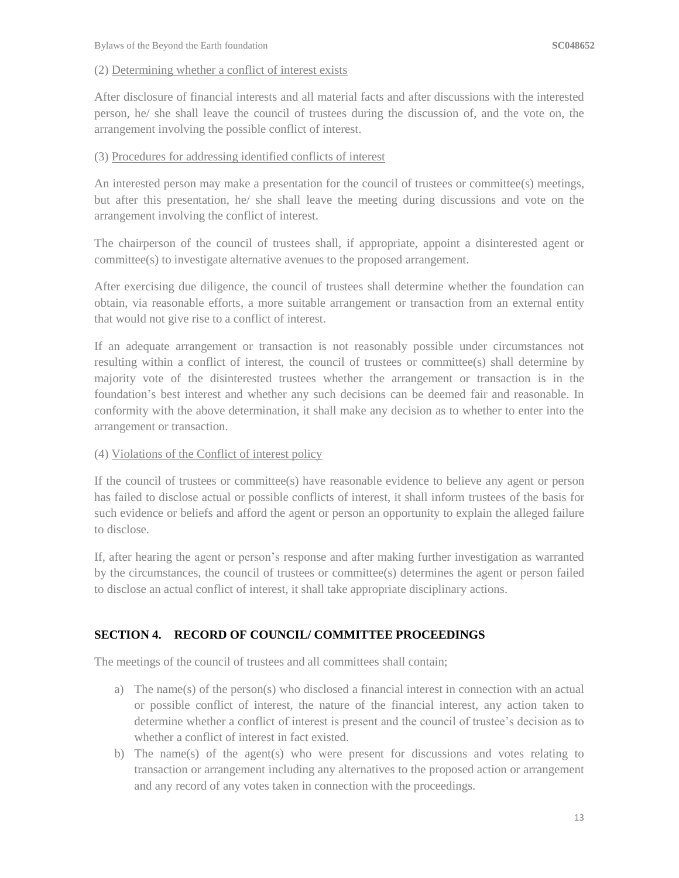(2) Determining whether a conflict of interest exists

After disclosure of financial interests and all material facts and after discussions with the interested person, he/ she shall leave the council of trustees during the discussion of, and the vote on, the arrangement involving the possible conflict of interest.

(3) Procedures for addressing identified conflicts of interest

An interested person may make a presentation for the council of trustees or committee(s) meetings, but after this presentation, he/ she shall leave the meeting during discussions and vote on the arrangement involving the conflict of interest.

The chairperson of the council of trustees shall, if appropriate, appoint a disinterested agent or committee(s) to investigate alternative avenues to the proposed arrangement.

After exercising due diligence, the council of trustees shall determine whether the foundation can obtain, via reasonable efforts, a more suitable arrangement or transaction from an external entity that would not give rise to a conflict of interest.

If an adequate arrangement or transaction is not reasonably possible under circumstances not resulting within a conflict of interest, the council of trustees or committee(s) shall determine by majority vote of the disinterested trustees whether the arrangement or transaction is in the foundation's best interest and whether any such decisions can be deemed fair and reasonable. In conformity with the above determination, it shall make any decision as to whether to enter into the arrangement or transaction.

(4) Violations of the Conflict of interest policy

If the council of trustees or committee(s) have reasonable evidence to believe any agent or person has failed to disclose actual or possible conflicts of interest, it shall inform trustees of the basis for such evidence or beliefs and afford the agent or person an opportunity to explain the alleged failure to disclose.

If, after hearing the agent or person's response and after making further investigation as warranted by the circumstances, the council of trustees or committee(s) determines the agent or person failed to disclose an actual conflict of interest, it shall take appropriate disciplinary actions.

## SECTION 4. RECORD OF COUNCIL/ COMMITTEE PROCEEDINGS

The meetings of the council of trustees and all committees shall contain;

a) The name(s) of the person(s) who disclosed a financial interest in connection with an actual or possible conflict of interest, the nature of the financial interest, any action taken to determine whether a conflict of interest is present and the council of trustee's decision as to whether a conflict of interest in fact existed.
b) The name(s) of the agent(s) who were present for discussions and votes relating to transaction or arrangement including any alternatives to the proposed action or arrangement and any record of any votes taken in connection with the proceedings.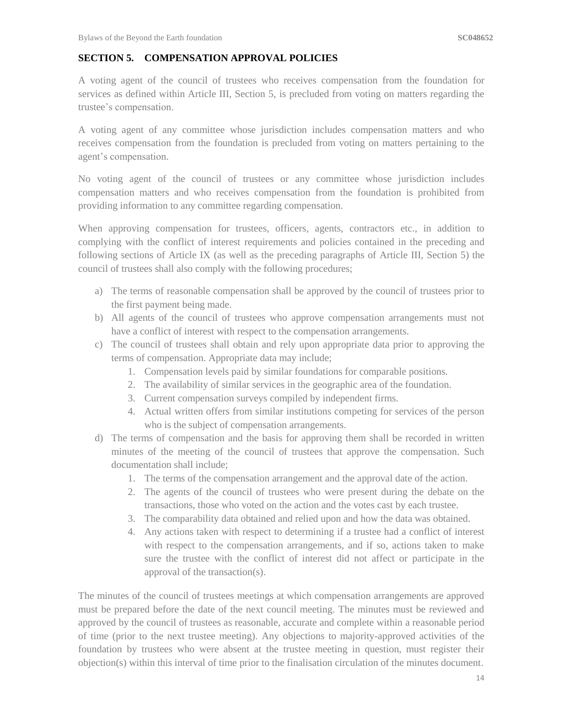## SECTION 5. COMPENSATION APPROVAL POLICIES

A voting agent of the council of trustees who receives compensation from the foundation for services as defined within Article III, Section 5, is precluded from voting on matters regarding the trustee's compensation.

A voting agent of any committee whose jurisdiction includes compensation matters and who receives compensation from the foundation is precluded from voting on matters pertaining to the agent's compensation.

No voting agent of the council of trustees or any committee whose jurisdiction includes compensation matters and who receives compensation from the foundation is prohibited from providing information to any committee regarding compensation.

When approving compensation for trustees, officers, agents, contractors etc., in addition to complying with the conflict of interest requirements and policies contained in the preceding and following sections of Article IX (as well as the preceding paragraphs of Article III, Section 5) the council of trustees shall also comply with the following procedures;

a) The terms of reasonable compensation shall be approved by the council of trustees prior to the first payment being made.
b) All agents of the council of trustees who approve compensation arrangements must not have a conflict of interest with respect to the compensation arrangements.
c) The council of trustees shall obtain and rely upon appropriate data prior to approving the terms of compensation. Appropriate data may include;
    1. Compensation levels paid by similar foundations for comparable positions.
    2. The availability of similar services in the geographic area of the foundation.
    3. Current compensation surveys compiled by independent firms.
    4. Actual written offers from similar institutions competing for services of the person who is the subject of compensation arrangements.
d) The terms of compensation and the basis for approving them shall be recorded in written minutes of the meeting of the council of trustees that approve the compensation. Such documentation shall include;
    1. The terms of the compensation arrangement and the approval date of the action.
    2. The agents of the council of trustees who were present during the debate on the transactions, those who voted on the action and the votes cast by each trustee.
    3. The comparability data obtained and relied upon and how the data was obtained.
    4. Any actions taken with respect to determining if a trustee had a conflict of interest with respect to the compensation arrangements, and if so, actions taken to make sure the trustee with the conflict of interest did not affect or participate in the approval of the transaction(s).

The minutes of the council of trustees meetings at which compensation arrangements are approved must be prepared before the date of the next council meeting. The minutes must be reviewed and approved by the council of trustees as reasonable, accurate and complete within a reasonable period of time (prior to the next trustee meeting). Any objections to majority-approved activities of the foundation by trustees who were absent at the trustee meeting in question, must register their objection(s) within this interval of time prior to the finalisation circulation of the minutes document.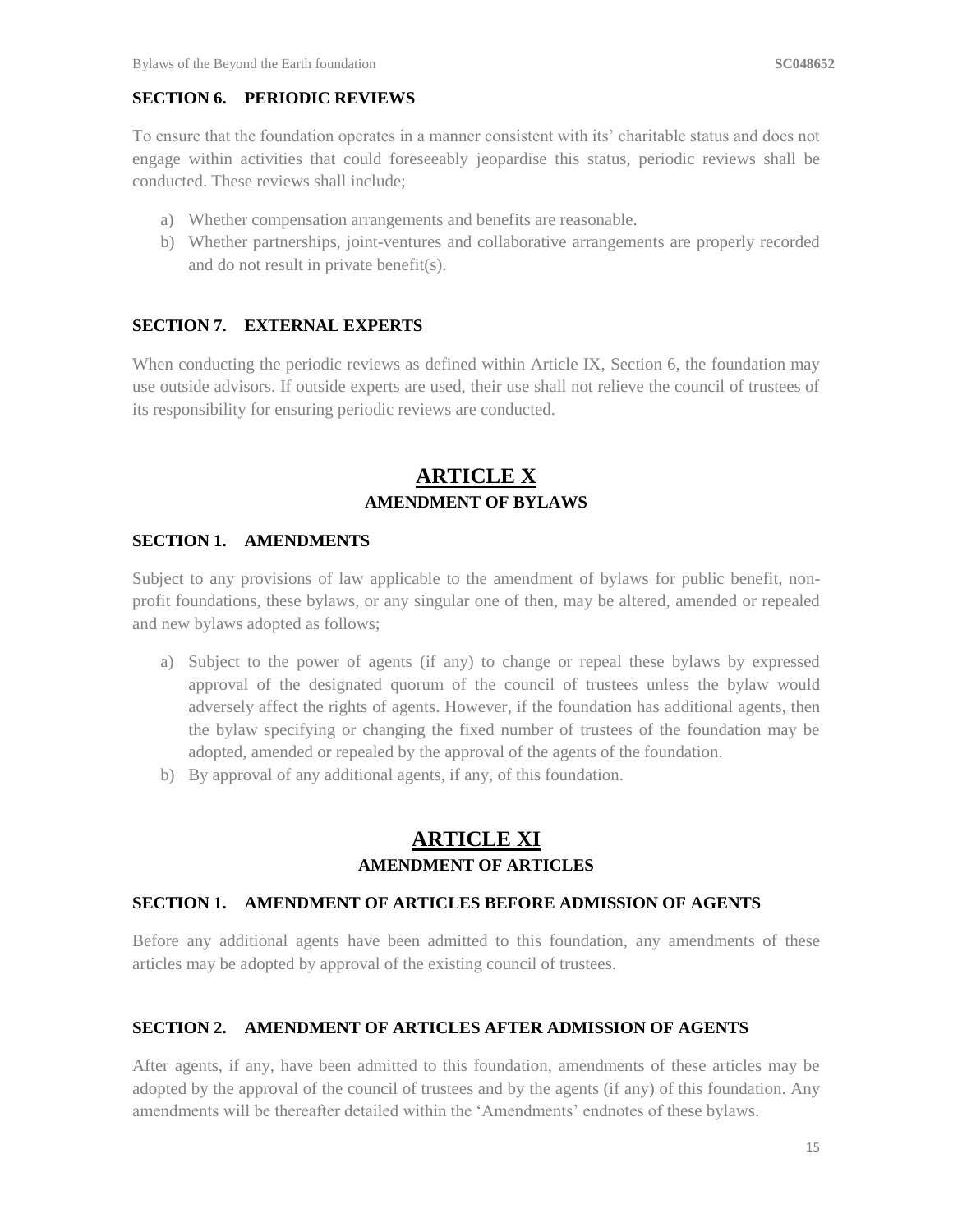### SECTION 6. PERIODIC REVIEWS

To ensure that the foundation operates in a manner consistent with its' charitable status and does not engage within activities that could foreseeably jeopardise this status, periodic reviews shall be conducted. These reviews shall include;

a) Whether compensation arrangements and benefits are reasonable.
b) Whether partnerships, joint-ventures and collaborative arrangements are properly recorded and do not result in private benefit(s).

### SECTION 7. EXTERNAL EXPERTS

When conducting the periodic reviews as defined within Article IX, Section 6, the foundation may use outside advisors. If outside experts are used, their use shall not relieve the council of trustees of its responsibility for ensuring periodic reviews are conducted.

## ARTICLE X
## AMENDMENT OF BYLAWS

### SECTION 1. AMENDMENTS

Subject to any provisions of law applicable to the amendment of bylaws for public benefit, non-profit foundations, these bylaws, or any singular one of then, may be altered, amended or repealed and new bylaws adopted as follows;

a) Subject to the power of agents (if any) to change or repeal these bylaws by expressed approval of the designated quorum of the council of trustees unless the bylaw would adversely affect the rights of agents. However, if the foundation has additional agents, then the bylaw specifying or changing the fixed number of trustees of the foundation may be adopted, amended or repealed by the approval of the agents of the foundation.
b) By approval of any additional agents, if any, of this foundation.

## ARTICLE XI
## AMENDMENT OF ARTICLES

### SECTION 1. AMENDMENT OF ARTICLES BEFORE ADMISSION OF AGENTS

Before any additional agents have been admitted to this foundation, any amendments of these articles may be adopted by approval of the existing council of trustees.

### SECTION 2. AMENDMENT OF ARTICLES AFTER ADMISSION OF AGENTS

After agents, if any, have been admitted to this foundation, amendments of these articles may be adopted by the approval of the council of trustees and by the agents (if any) of this foundation. Any amendments will be thereafter detailed within the 'Amendments' endnotes of these bylaws.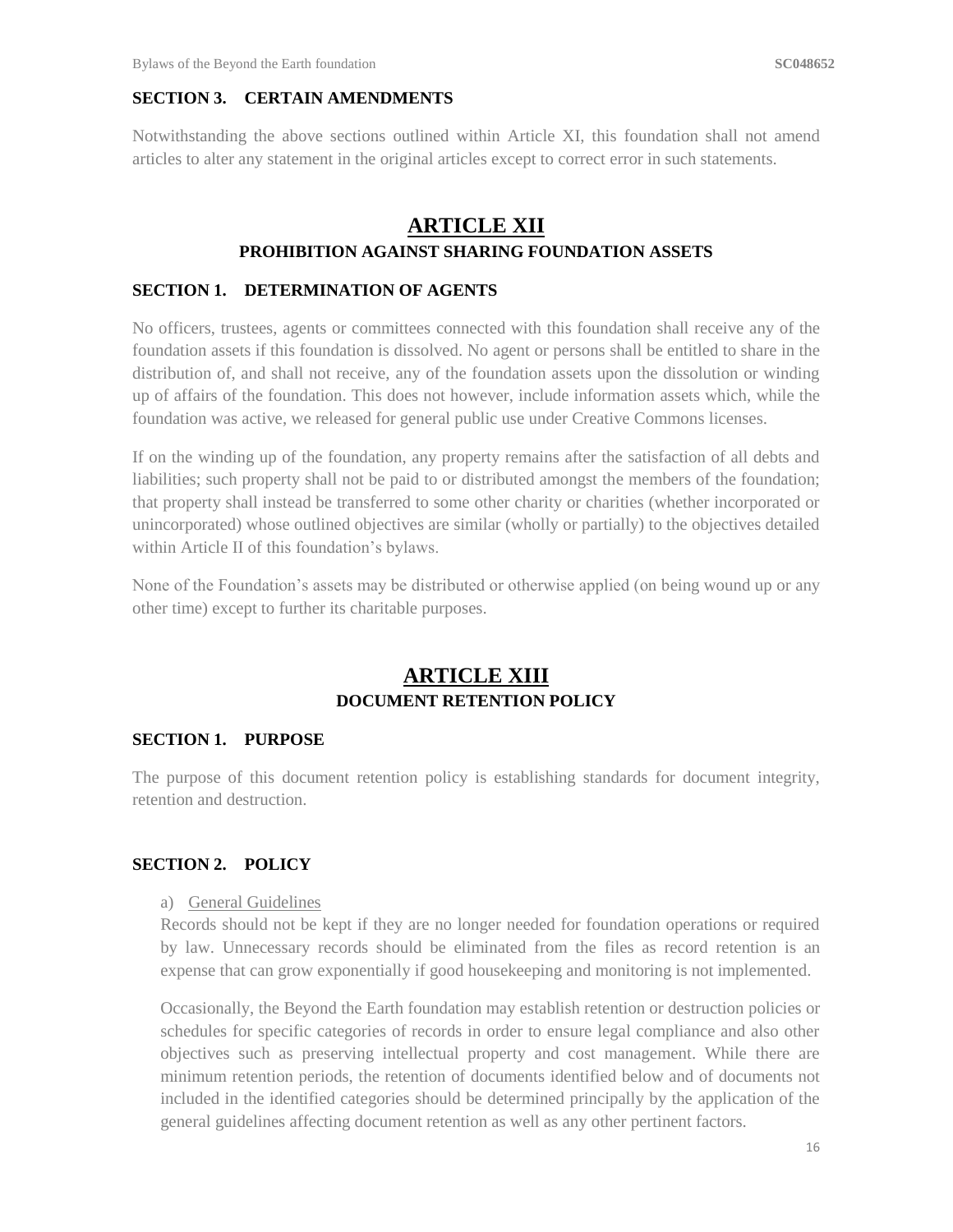### SECTION 3. CERTAIN AMENDMENTS

Notwithstanding the above sections outlined within Article XI, this foundation shall not amend articles to alter any statement in the original articles except to correct error in such statements.

## ARTICLE XII
### PROHIBITION AGAINST SHARING FOUNDATION ASSETS

### SECTION 1. DETERMINATION OF AGENTS

No officers, trustees, agents or committees connected with this foundation shall receive any of the foundation assets if this foundation is dissolved. No agent or persons shall be entitled to share in the distribution of, and shall not receive, any of the foundation assets upon the dissolution or winding up of affairs of the foundation. This does not however, include information assets which, while the foundation was active, we released for general public use under Creative Commons licenses.

If on the winding up of the foundation, any property remains after the satisfaction of all debts and liabilities; such property shall not be paid to or distributed amongst the members of the foundation; that property shall instead be transferred to some other charity or charities (whether incorporated or unincorporated) whose outlined objectives are similar (wholly or partially) to the objectives detailed within Article II of this foundation's bylaws.

None of the Foundation's assets may be distributed or otherwise applied (on being wound up or any other time) except to further its charitable purposes.

## ARTICLE XIII
### DOCUMENT RETENTION POLICY

### SECTION 1. PURPOSE

The purpose of this document retention policy is establishing standards for document integrity, retention and destruction.

### SECTION 2. POLICY

a) General Guidelines

Records should not be kept if they are no longer needed for foundation operations or required by law. Unnecessary records should be eliminated from the files as record retention is an expense that can grow exponentially if good housekeeping and monitoring is not implemented.

Occasionally, the Beyond the Earth foundation may establish retention or destruction policies or schedules for specific categories of records in order to ensure legal compliance and also other objectives such as preserving intellectual property and cost management. While there are minimum retention periods, the retention of documents identified below and of documents not included in the identified categories should be determined principally by the application of the general guidelines affecting document retention as well as any other pertinent factors.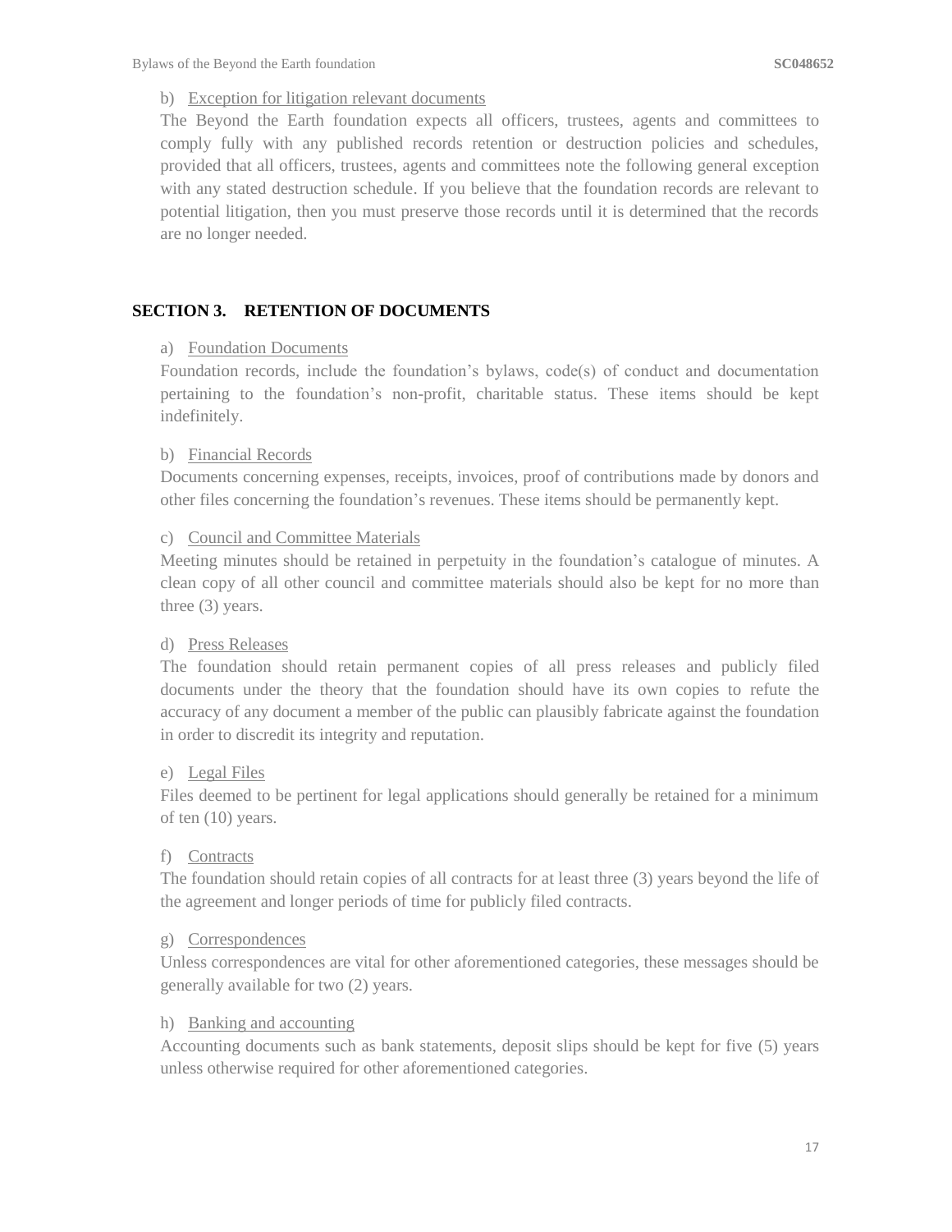b) Exception for litigation relevant documents

The Beyond the Earth foundation expects all officers, trustees, agents and committees to comply fully with any published records retention or destruction policies and schedules, provided that all officers, trustees, agents and committees note the following general exception with any stated destruction schedule. If you believe that the foundation records are relevant to potential litigation, then you must preserve those records until it is determined that the records are no longer needed.

## SECTION 3. RETENTION OF DOCUMENTS

a) Foundation Documents

Foundation records, include the foundation's bylaws, code(s) of conduct and documentation pertaining to the foundation's non-profit, charitable status. These items should be kept indefinitely.

b) Financial Records

Documents concerning expenses, receipts, invoices, proof of contributions made by donors and other files concerning the foundation's revenues. These items should be permanently kept.

c) Council and Committee Materials

Meeting minutes should be retained in perpetuity in the foundation's catalogue of minutes. A clean copy of all other council and committee materials should also be kept for no more than three (3) years.

d) Press Releases

The foundation should retain permanent copies of all press releases and publicly filed documents under the theory that the foundation should have its own copies to refute the accuracy of any document a member of the public can plausibly fabricate against the foundation in order to discredit its integrity and reputation.

e) Legal Files

Files deemed to be pertinent for legal applications should generally be retained for a minimum of ten (10) years.

f) Contracts

The foundation should retain copies of all contracts for at least three (3) years beyond the life of the agreement and longer periods of time for publicly filed contracts.

g) Correspondences

Unless correspondences are vital for other aforementioned categories, these messages should be generally available for two (2) years.

h) Banking and accounting

Accounting documents such as bank statements, deposit slips should be kept for five (5) years unless otherwise required for other aforementioned categories.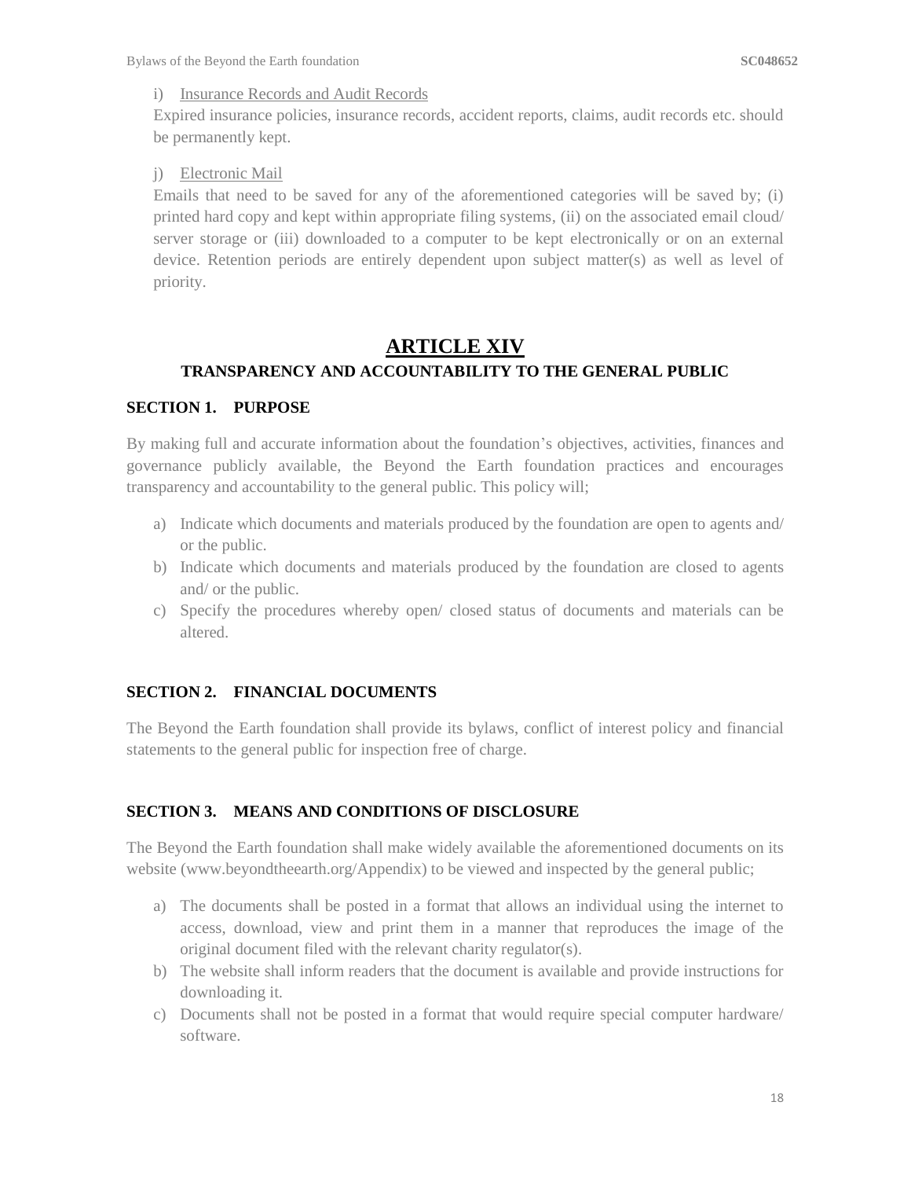i) <u>Insurance Records and Audit Records</u>

Expired insurance policies, insurance records, accident reports, claims, audit records etc. should be permanently kept.

j) <u>Electronic Mail</u>

Emails that need to be saved for any of the aforementioned categories will be saved by; (i) printed hard copy and kept within appropriate filing systems, (ii) on the associated email cloud/ server storage or (iii) downloaded to a computer to be kept electronically or on an external device. Retention periods are entirely dependent upon subject matter(s) as well as level of priority.

# ARTICLE XIV

## TRANSPARENCY AND ACCOUNTABILITY TO THE GENERAL PUBLIC

### SECTION 1. PURPOSE

By making full and accurate information about the foundation's objectives, activities, finances and governance publicly available, the Beyond the Earth foundation practices and encourages transparency and accountability to the general public. This policy will;

a) Indicate which documents and materials produced by the foundation are open to agents and/ or the public.
b) Indicate which documents and materials produced by the foundation are closed to agents and/ or the public.
c) Specify the procedures whereby open/ closed status of documents and materials can be altered.

### SECTION 2. FINANCIAL DOCUMENTS

The Beyond the Earth foundation shall provide its bylaws, conflict of interest policy and financial statements to the general public for inspection free of charge.

### SECTION 3. MEANS AND CONDITIONS OF DISCLOSURE

The Beyond the Earth foundation shall make widely available the aforementioned documents on its website (www.beyondtheearth.org/Appendix) to be viewed and inspected by the general public;

a) The documents shall be posted in a format that allows an individual using the internet to access, download, view and print them in a manner that reproduces the image of the original document filed with the relevant charity regulator(s).
b) The website shall inform readers that the document is available and provide instructions for downloading it.
c) Documents shall not be posted in a format that would require special computer hardware/ software.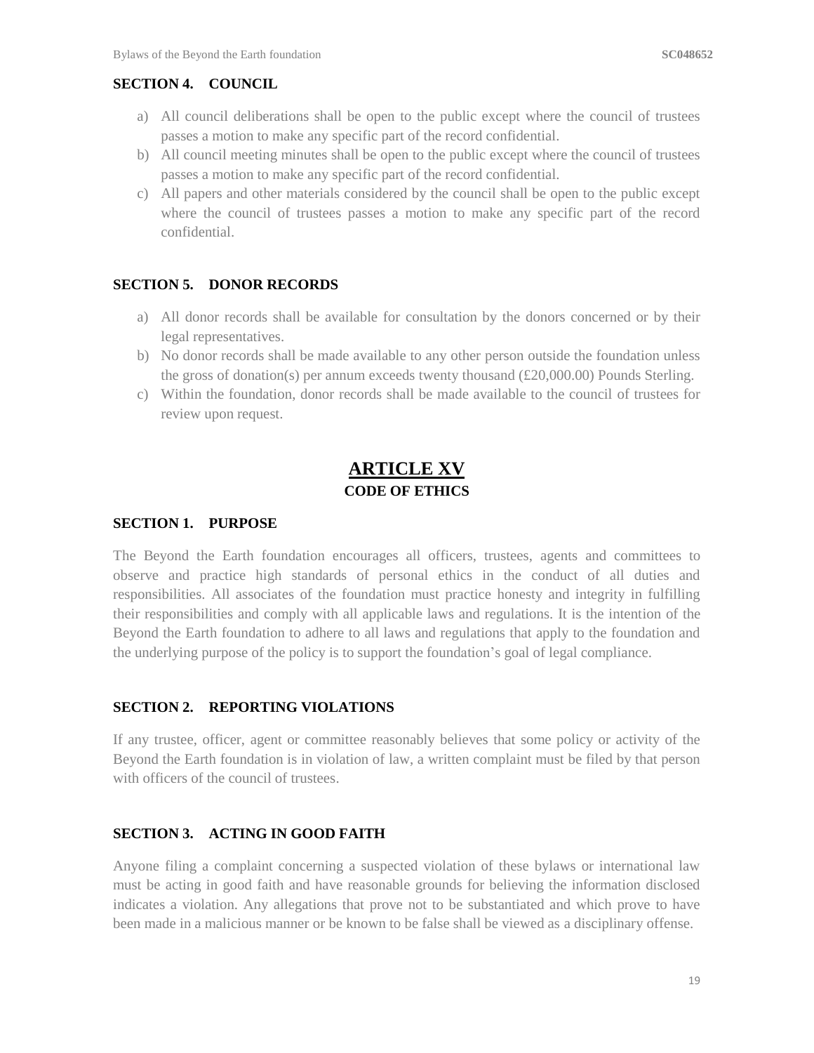### SECTION 4. COUNCIL

a) All council deliberations shall be open to the public except where the council of trustees passes a motion to make any specific part of the record confidential.
b) All council meeting minutes shall be open to the public except where the council of trustees passes a motion to make any specific part of the record confidential.
c) All papers and other materials considered by the council shall be open to the public except where the council of trustees passes a motion to make any specific part of the record confidential.

### SECTION 5. DONOR RECORDS

a) All donor records shall be available for consultation by the donors concerned or by their legal representatives.
b) No donor records shall be made available to any other person outside the foundation unless the gross of donation(s) per annum exceeds twenty thousand (£20,000.00) Pounds Sterling.
c) Within the foundation, donor records shall be made available to the council of trustees for review upon request.

## ARTICLE XV
## CODE OF ETHICS

### SECTION 1. PURPOSE

The Beyond the Earth foundation encourages all officers, trustees, agents and committees to observe and practice high standards of personal ethics in the conduct of all duties and responsibilities. All associates of the foundation must practice honesty and integrity in fulfilling their responsibilities and comply with all applicable laws and regulations. It is the intention of the Beyond the Earth foundation to adhere to all laws and regulations that apply to the foundation and the underlying purpose of the policy is to support the foundation's goal of legal compliance.

### SECTION 2. REPORTING VIOLATIONS

If any trustee, officer, agent or committee reasonably believes that some policy or activity of the Beyond the Earth foundation is in violation of law, a written complaint must be filed by that person with officers of the council of trustees.

### SECTION 3. ACTING IN GOOD FAITH

Anyone filing a complaint concerning a suspected violation of these bylaws or international law must be acting in good faith and have reasonable grounds for believing the information disclosed indicates a violation. Any allegations that prove not to be substantiated and which prove to have been made in a malicious manner or be known to be false shall be viewed as a disciplinary offense.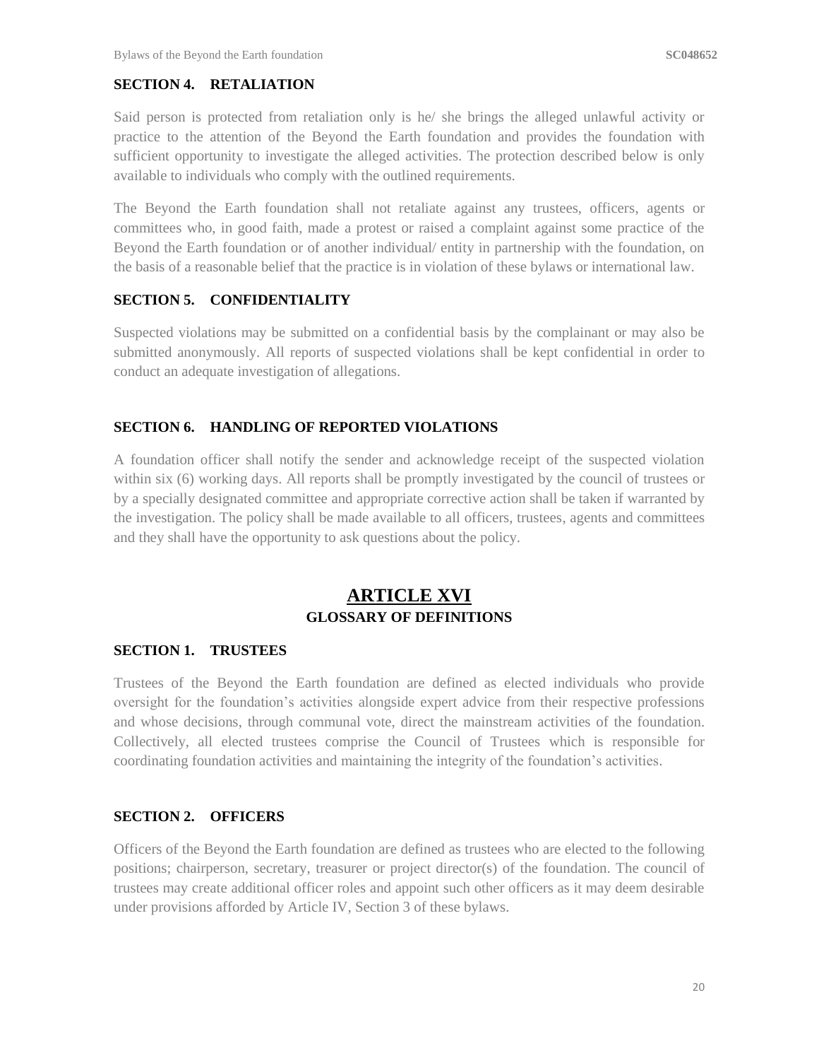### SECTION 4. RETALIATION

Said person is protected from retaliation only is he/ she brings the alleged unlawful activity or practice to the attention of the Beyond the Earth foundation and provides the foundation with sufficient opportunity to investigate the alleged activities. The protection described below is only available to individuals who comply with the outlined requirements.

The Beyond the Earth foundation shall not retaliate against any trustees, officers, agents or committees who, in good faith, made a protest or raised a complaint against some practice of the Beyond the Earth foundation or of another individual/ entity in partnership with the foundation, on the basis of a reasonable belief that the practice is in violation of these bylaws or international law.

### SECTION 5. CONFIDENTIALITY

Suspected violations may be submitted on a confidential basis by the complainant or may also be submitted anonymously. All reports of suspected violations shall be kept confidential in order to conduct an adequate investigation of allegations.

### SECTION 6. HANDLING OF REPORTED VIOLATIONS

A foundation officer shall notify the sender and acknowledge receipt of the suspected violation within six (6) working days. All reports shall be promptly investigated by the council of trustees or by a specially designated committee and appropriate corrective action shall be taken if warranted by the investigation. The policy shall be made available to all officers, trustees, agents and committees and they shall have the opportunity to ask questions about the policy.

## ARTICLE XVI
**GLOSSARY OF DEFINITIONS**

### SECTION 1. TRUSTEES

Trustees of the Beyond the Earth foundation are defined as elected individuals who provide oversight for the foundation's activities alongside expert advice from their respective professions and whose decisions, through communal vote, direct the mainstream activities of the foundation. Collectively, all elected trustees comprise the Council of Trustees which is responsible for coordinating foundation activities and maintaining the integrity of the foundation's activities.

### SECTION 2. OFFICERS

Officers of the Beyond the Earth foundation are defined as trustees who are elected to the following positions; chairperson, secretary, treasurer or project director(s) of the foundation. The council of trustees may create additional officer roles and appoint such other officers as it may deem desirable under provisions afforded by Article IV, Section 3 of these bylaws.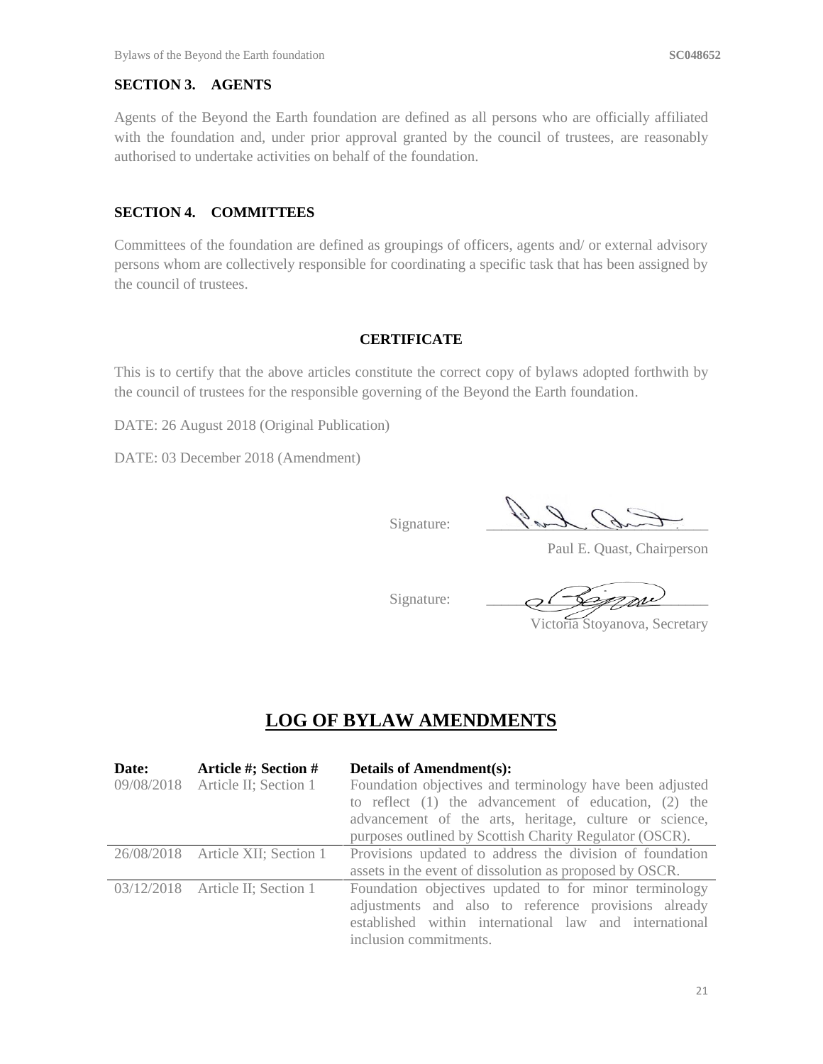### SECTION 3. AGENTS

Agents of the Beyond the Earth foundation are defined as all persons who are officially affiliated with the foundation and, under prior approval granted by the council of trustees, are reasonably authorised to undertake activities on behalf of the foundation.

### SECTION 4. COMMITTEES

Committees of the foundation are defined as groupings of officers, agents and/ or external advisory persons whom are collectively responsible for coordinating a specific task that has been assigned by the council of trustees.

## CERTIFICATE

This is to certify that the above articles constitute the correct copy of bylaws adopted forthwith by the council of trustees for the responsible governing of the Beyond the Earth foundation.

DATE: 26 August 2018 (Original Publication)

DATE: 03 December 2018 (Amendment)

Signature: ____________________

Paul E. Quast, Chairperson

Signature: ____________________

Victoria Stoyanova, Secretary

# LOG OF BYLAW AMENDMENTS

| Date: | Article #; Section # | Details of Amendment(s): |
|---|---|---|
| 09/08/2018 | Article II; Section 1 | Foundation objectives and terminology have been adjusted to reflect (1) the advancement of education, (2) the advancement of the arts, heritage, culture or science, purposes outlined by Scottish Charity Regulator (OSCR). |
| 26/08/2018 | Article XII; Section 1 | Provisions updated to address the division of foundation assets in the event of dissolution as proposed by OSCR. |
| 03/12/2018 | Article II; Section 1 | Foundation objectives updated to for minor terminology adjustments and also to reference provisions already established within international law and international inclusion commitments. |